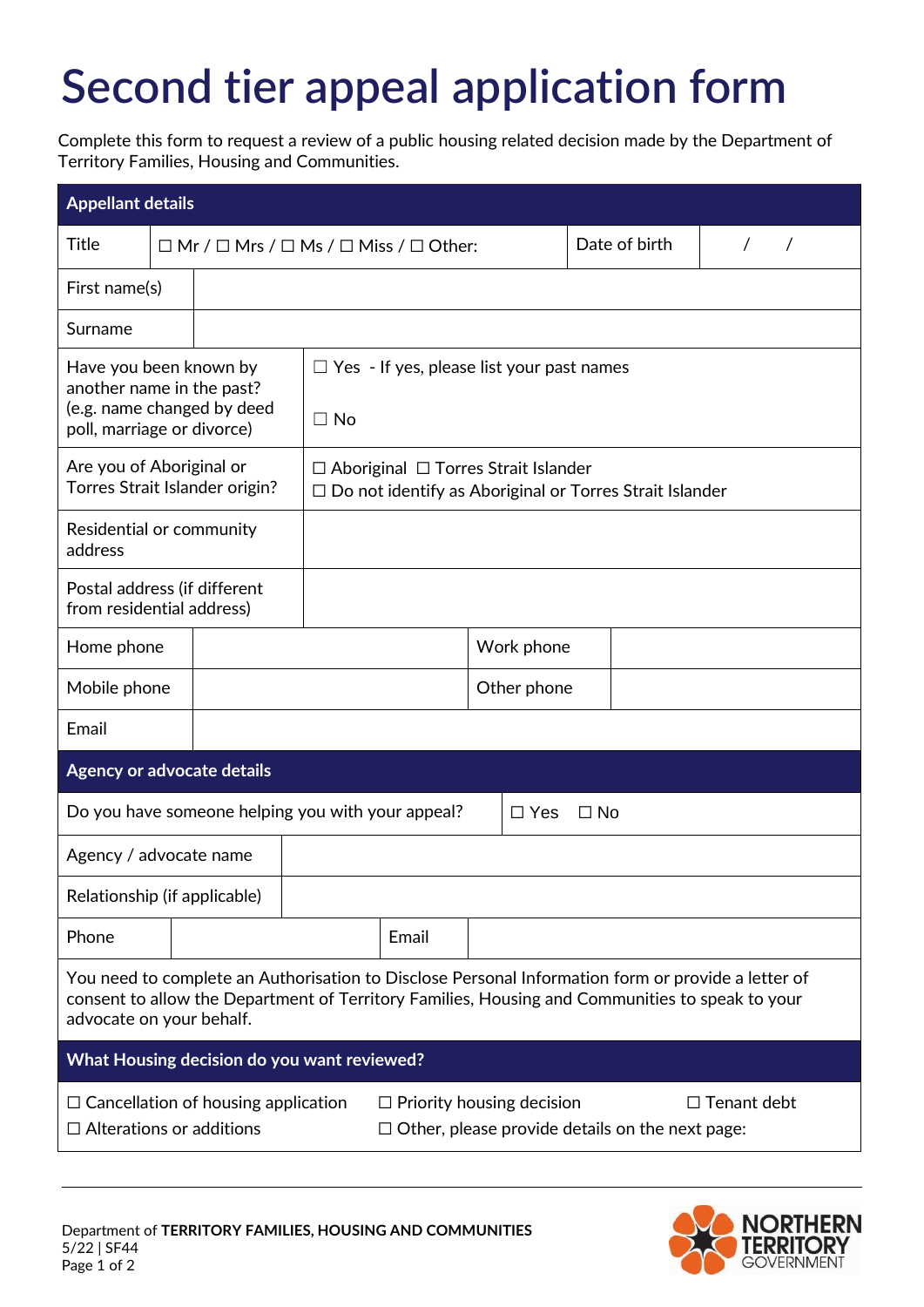# Second tier appeal application form

Complete this form to request a review of a public housing related decision made by the Department of Territory Families, Housing and Communities.

| Appellant details | | | |
|---|---|---|---|
| Title | ☐ Mr / ☐ Mrs / ☐ Ms / ☐ Miss / ☐ Other: | Date of birth | / / |
| First name(s) | | | |
| Surname | | | |
| Have you been known by another name in the past? (e.g. name changed by deed poll, marriage or divorce) | ☐ Yes - If yes, please list your past names<br><br>☐ No | | |
| Are you of Aboriginal or Torres Strait Islander origin? | ☐ Aboriginal ☐ Torres Strait Islander<br>☐ Do not identify as Aboriginal or Torres Strait Islander | | |
| Residential or community address | | | |
| Postal address (if different from residential address) | | | |
| Home phone | | Work phone | |
| Mobile phone | | Other phone | |
| Email | | | |

| Agency or advocate details | | | |
|---|---|---|---|
| Do you have someone helping you with your appeal? | ☐ Yes ☐ No | | |
| Agency / advocate name | | | |
| Relationship (if applicable) | | | |
| Phone | | Email | |

You need to complete an Authorisation to Disclose Personal Information form or provide a letter of consent to allow the Department of Territory Families, Housing and Communities to speak to your advocate on your behalf.

| What Housing decision do you want reviewed? | | |
|---|---|---|
| ☐ Cancellation of housing application | ☐ Priority housing decision | ☐ Tenant debt |
| ☐ Alterations or additions | ☐ Other, please provide details on the next page: | |

Department of **TERRITORY FAMILIES, HOUSING AND COMMUNITIES**
5/22 | SF44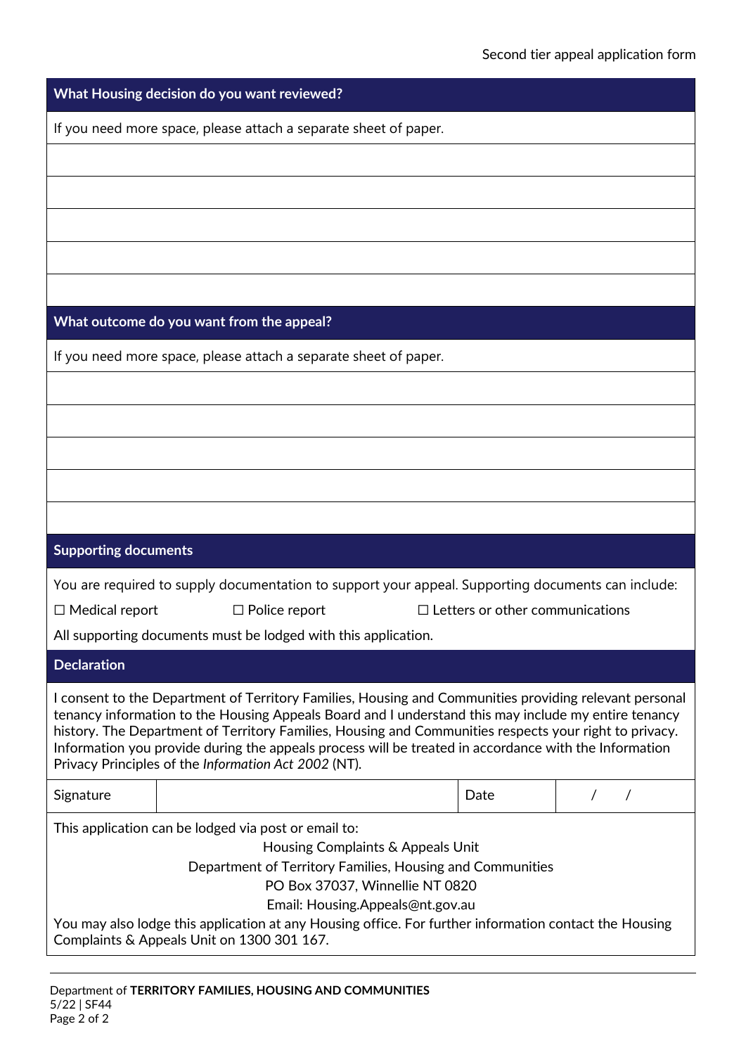## What Housing decision do you want reviewed?

If you need more space, please attach a separate sheet of paper.

## What outcome do you want from the appeal?

If you need more space, please attach a separate sheet of paper.

## Supporting documents

You are required to supply documentation to support your appeal. Supporting documents can include:

☐ Medical report ☐ Police report ☐ Letters or other communications

All supporting documents must be lodged with this application.

## Declaration

I consent to the Department of Territory Families, Housing and Communities providing relevant personal tenancy information to the Housing Appeals Board and I understand this may include my entire tenancy history. The Department of Territory Families, Housing and Communities respects your right to privacy. Information you provide during the appeals process will be treated in accordance with the Information Privacy Principles of the *Information Act 2002* (NT).

| | | | |
|---|---|---|---|
| Signature | | Date | / / |

This application can be lodged via post or email to:

Housing Complaints & Appeals Unit
Department of Territory Families, Housing and Communities
PO Box 37037, Winnellie NT 0820
Email: Housing.Appeals@nt.gov.au

You may also lodge this application at any Housing office. For further information contact the Housing Complaints & Appeals Unit on 1300 301 167.